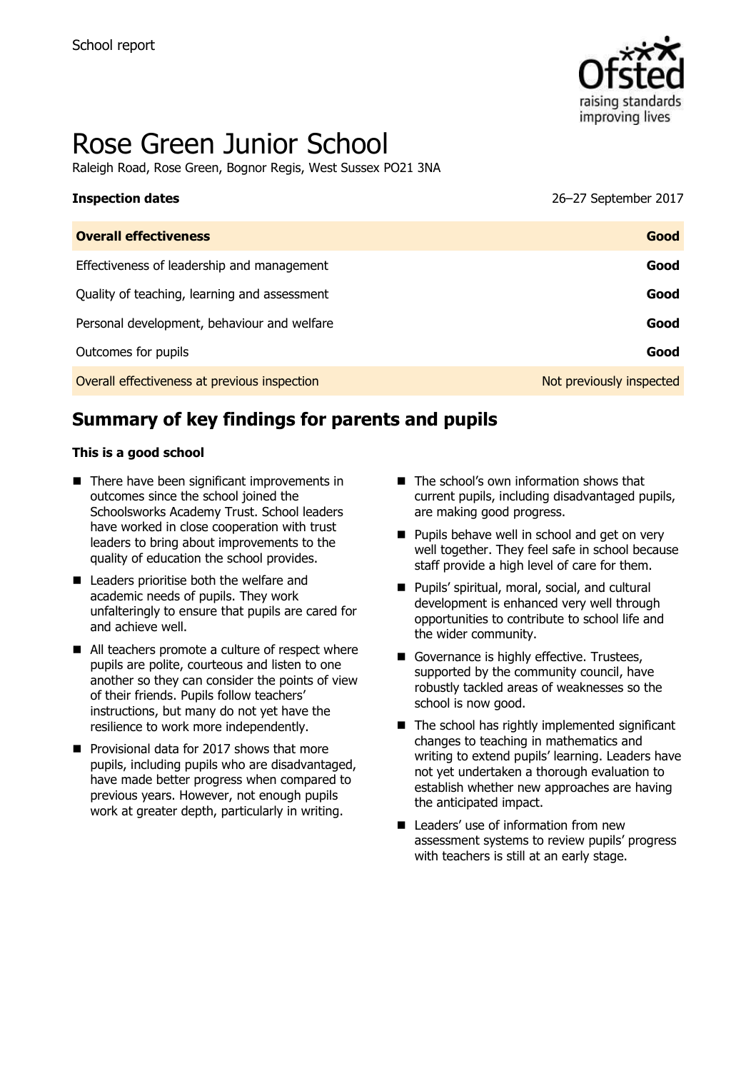School report

# Rose Green Junior School

Raleigh Road, Rose Green, Bognor Regis, West Sussex PO21 3NA

| **Inspection dates** | 26–27 September 2017 |
| --- | --- |
| **Overall effectiveness** | **Good** |
| Effectiveness of leadership and management | **Good** |
| Quality of teaching, learning and assessment | **Good** |
| Personal development, behaviour and welfare | **Good** |
| Outcomes for pupils | **Good** |
| Overall effectiveness at previous inspection | Not previously inspected |

## Summary of key findings for parents and pupils

**This is a good school**

- There have been significant improvements in outcomes since the school joined the Schoolsworks Academy Trust. School leaders have worked in close cooperation with trust leaders to bring about improvements to the quality of education the school provides.
- Leaders prioritise both the welfare and academic needs of pupils. They work unfalteringly to ensure that pupils are cared for and achieve well.
- All teachers promote a culture of respect where pupils are polite, courteous and listen to one another so they can consider the points of view of their friends. Pupils follow teachers' instructions, but many do not yet have the resilience to work more independently.
- Provisional data for 2017 shows that more pupils, including pupils who are disadvantaged, have made better progress when compared to previous years. However, not enough pupils work at greater depth, particularly in writing.
- The school's own information shows that current pupils, including disadvantaged pupils, are making good progress.
- Pupils behave well in school and get on very well together. They feel safe in school because staff provide a high level of care for them.
- Pupils' spiritual, moral, social, and cultural development is enhanced very well through opportunities to contribute to school life and the wider community.
- Governance is highly effective. Trustees, supported by the community council, have robustly tackled areas of weaknesses so the school is now good.
- The school has rightly implemented significant changes to teaching in mathematics and writing to extend pupils' learning. Leaders have not yet undertaken a thorough evaluation to establish whether new approaches are having the anticipated impact.
- Leaders' use of information from new assessment systems to review pupils' progress with teachers is still at an early stage.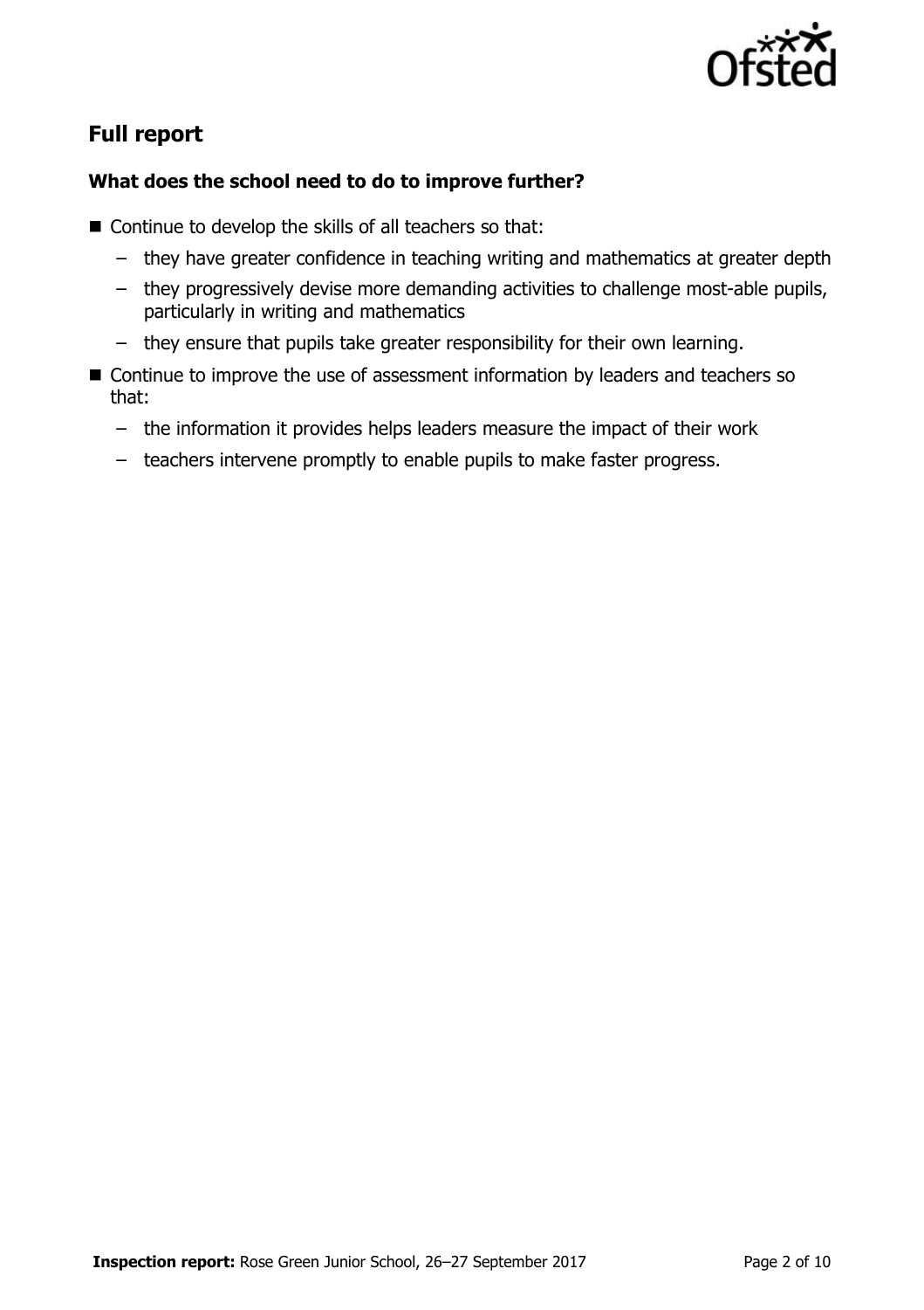## Full report

### What does the school need to do to improve further?

- Continue to develop the skills of all teachers so that:
  - they have greater confidence in teaching writing and mathematics at greater depth
  - they progressively devise more demanding activities to challenge most-able pupils, particularly in writing and mathematics
  - they ensure that pupils take greater responsibility for their own learning.
- Continue to improve the use of assessment information by leaders and teachers so that:
  - the information it provides helps leaders measure the impact of their work
  - teachers intervene promptly to enable pupils to make faster progress.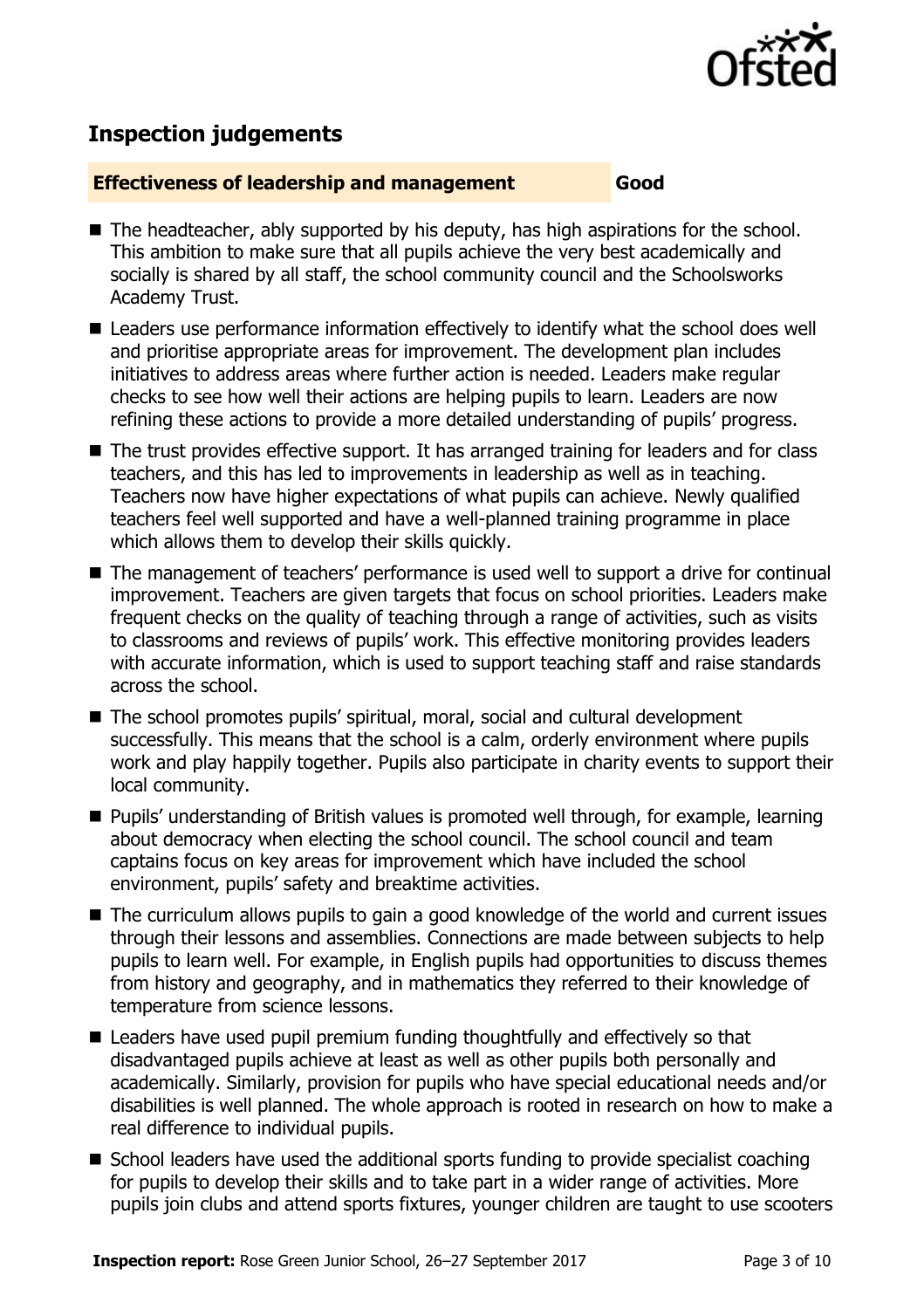## Inspection judgements

### Effectiveness of leadership and management — Good

- The headteacher, ably supported by his deputy, has high aspirations for the school. This ambition to make sure that all pupils achieve the very best academically and socially is shared by all staff, the school community council and the Schoolsworks Academy Trust.
- Leaders use performance information effectively to identify what the school does well and prioritise appropriate areas for improvement. The development plan includes initiatives to address areas where further action is needed. Leaders make regular checks to see how well their actions are helping pupils to learn. Leaders are now refining these actions to provide a more detailed understanding of pupils' progress.
- The trust provides effective support. It has arranged training for leaders and for class teachers, and this has led to improvements in leadership as well as in teaching. Teachers now have higher expectations of what pupils can achieve. Newly qualified teachers feel well supported and have a well-planned training programme in place which allows them to develop their skills quickly.
- The management of teachers' performance is used well to support a drive for continual improvement. Teachers are given targets that focus on school priorities. Leaders make frequent checks on the quality of teaching through a range of activities, such as visits to classrooms and reviews of pupils' work. This effective monitoring provides leaders with accurate information, which is used to support teaching staff and raise standards across the school.
- The school promotes pupils' spiritual, moral, social and cultural development successfully. This means that the school is a calm, orderly environment where pupils work and play happily together. Pupils also participate in charity events to support their local community.
- Pupils' understanding of British values is promoted well through, for example, learning about democracy when electing the school council. The school council and team captains focus on key areas for improvement which have included the school environment, pupils' safety and breaktime activities.
- The curriculum allows pupils to gain a good knowledge of the world and current issues through their lessons and assemblies. Connections are made between subjects to help pupils to learn well. For example, in English pupils had opportunities to discuss themes from history and geography, and in mathematics they referred to their knowledge of temperature from science lessons.
- Leaders have used pupil premium funding thoughtfully and effectively so that disadvantaged pupils achieve at least as well as other pupils both personally and academically. Similarly, provision for pupils who have special educational needs and/or disabilities is well planned. The whole approach is rooted in research on how to make a real difference to individual pupils.
- School leaders have used the additional sports funding to provide specialist coaching for pupils to develop their skills and to take part in a wider range of activities. More pupils join clubs and attend sports fixtures, younger children are taught to use scooters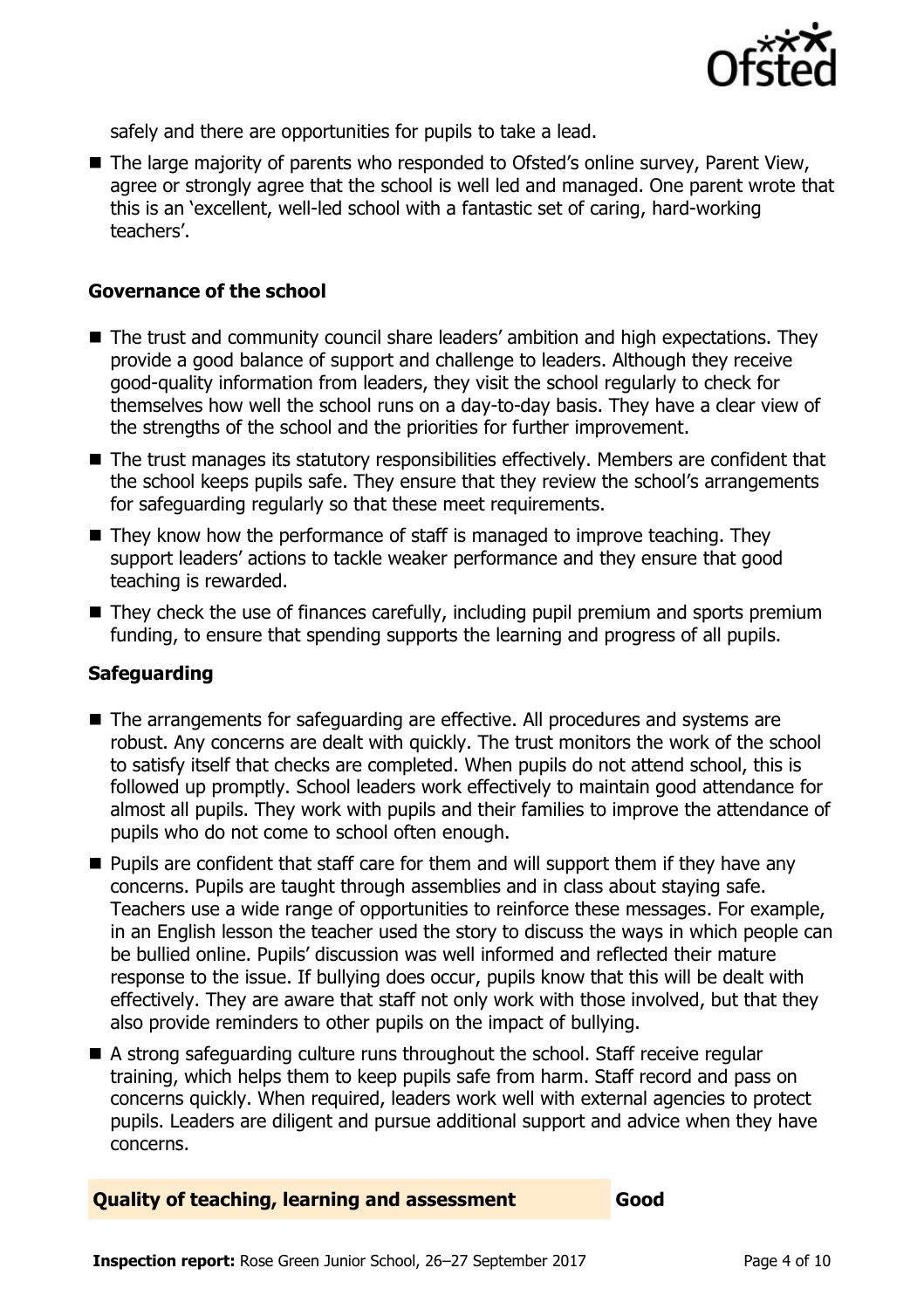safely and there are opportunities for pupils to take a lead.

- The large majority of parents who responded to Ofsted's online survey, Parent View, agree or strongly agree that the school is well led and managed. One parent wrote that this is an 'excellent, well-led school with a fantastic set of caring, hard-working teachers'.

### Governance of the school

- The trust and community council share leaders' ambition and high expectations. They provide a good balance of support and challenge to leaders. Although they receive good-quality information from leaders, they visit the school regularly to check for themselves how well the school runs on a day-to-day basis. They have a clear view of the strengths of the school and the priorities for further improvement.
- The trust manages its statutory responsibilities effectively. Members are confident that the school keeps pupils safe. They ensure that they review the school's arrangements for safeguarding regularly so that these meet requirements.
- They know how the performance of staff is managed to improve teaching. They support leaders' actions to tackle weaker performance and they ensure that good teaching is rewarded.
- They check the use of finances carefully, including pupil premium and sports premium funding, to ensure that spending supports the learning and progress of all pupils.

### Safeguarding

- The arrangements for safeguarding are effective. All procedures and systems are robust. Any concerns are dealt with quickly. The trust monitors the work of the school to satisfy itself that checks are completed. When pupils do not attend school, this is followed up promptly. School leaders work effectively to maintain good attendance for almost all pupils. They work with pupils and their families to improve the attendance of pupils who do not come to school often enough.
- Pupils are confident that staff care for them and will support them if they have any concerns. Pupils are taught through assemblies and in class about staying safe. Teachers use a wide range of opportunities to reinforce these messages. For example, in an English lesson the teacher used the story to discuss the ways in which people can be bullied online. Pupils' discussion was well informed and reflected their mature response to the issue. If bullying does occur, pupils know that this will be dealt with effectively. They are aware that staff not only work with those involved, but that they also provide reminders to other pupils on the impact of bullying.
- A strong safeguarding culture runs throughout the school. Staff receive regular training, which helps them to keep pupils safe from harm. Staff record and pass on concerns quickly. When required, leaders work well with external agencies to protect pupils. Leaders are diligent and pursue additional support and advice when they have concerns.

## Quality of teaching, learning and assessment — Good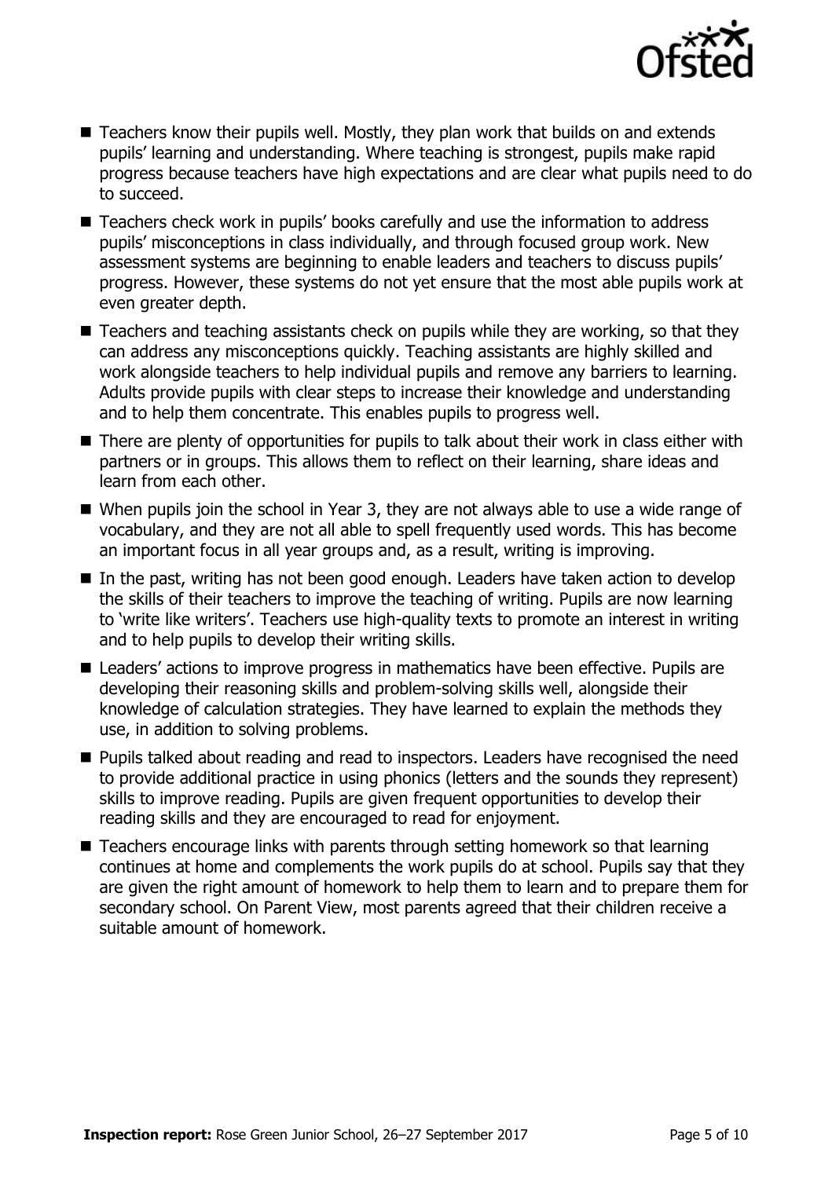- Teachers know their pupils well. Mostly, they plan work that builds on and extends pupils' learning and understanding. Where teaching is strongest, pupils make rapid progress because teachers have high expectations and are clear what pupils need to do to succeed.
- Teachers check work in pupils' books carefully and use the information to address pupils' misconceptions in class individually, and through focused group work. New assessment systems are beginning to enable leaders and teachers to discuss pupils' progress. However, these systems do not yet ensure that the most able pupils work at even greater depth.
- Teachers and teaching assistants check on pupils while they are working, so that they can address any misconceptions quickly. Teaching assistants are highly skilled and work alongside teachers to help individual pupils and remove any barriers to learning. Adults provide pupils with clear steps to increase their knowledge and understanding and to help them concentrate. This enables pupils to progress well.
- There are plenty of opportunities for pupils to talk about their work in class either with partners or in groups. This allows them to reflect on their learning, share ideas and learn from each other.
- When pupils join the school in Year 3, they are not always able to use a wide range of vocabulary, and they are not all able to spell frequently used words. This has become an important focus in all year groups and, as a result, writing is improving.
- In the past, writing has not been good enough. Leaders have taken action to develop the skills of their teachers to improve the teaching of writing. Pupils are now learning to 'write like writers'. Teachers use high-quality texts to promote an interest in writing and to help pupils to develop their writing skills.
- Leaders' actions to improve progress in mathematics have been effective. Pupils are developing their reasoning skills and problem-solving skills well, alongside their knowledge of calculation strategies. They have learned to explain the methods they use, in addition to solving problems.
- Pupils talked about reading and read to inspectors. Leaders have recognised the need to provide additional practice in using phonics (letters and the sounds they represent) skills to improve reading. Pupils are given frequent opportunities to develop their reading skills and they are encouraged to read for enjoyment.
- Teachers encourage links with parents through setting homework so that learning continues at home and complements the work pupils do at school. Pupils say that they are given the right amount of homework to help them to learn and to prepare them for secondary school. On Parent View, most parents agreed that their children receive a suitable amount of homework.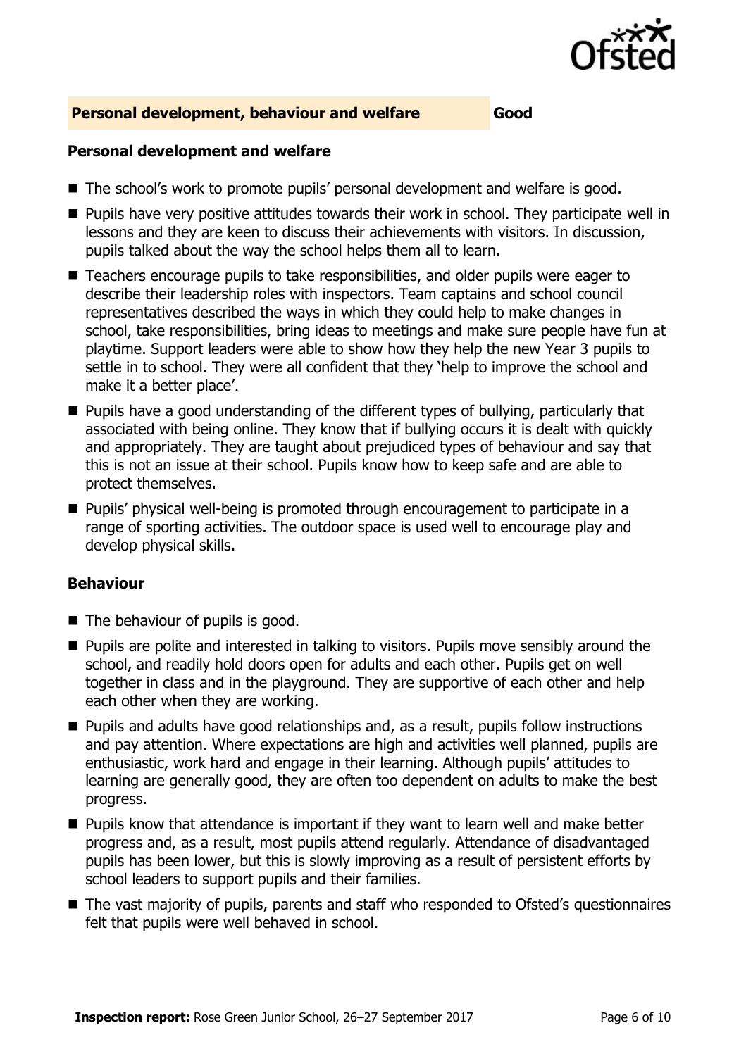## Personal development, behaviour and welfare — Good

### Personal development and welfare

- The school's work to promote pupils' personal development and welfare is good.
- Pupils have very positive attitudes towards their work in school. They participate well in lessons and they are keen to discuss their achievements with visitors. In discussion, pupils talked about the way the school helps them all to learn.
- Teachers encourage pupils to take responsibilities, and older pupils were eager to describe their leadership roles with inspectors. Team captains and school council representatives described the ways in which they could help to make changes in school, take responsibilities, bring ideas to meetings and make sure people have fun at playtime. Support leaders were able to show how they help the new Year 3 pupils to settle in to school. They were all confident that they 'help to improve the school and make it a better place'.
- Pupils have a good understanding of the different types of bullying, particularly that associated with being online. They know that if bullying occurs it is dealt with quickly and appropriately. They are taught about prejudiced types of behaviour and say that this is not an issue at their school. Pupils know how to keep safe and are able to protect themselves.
- Pupils' physical well-being is promoted through encouragement to participate in a range of sporting activities. The outdoor space is used well to encourage play and develop physical skills.

### Behaviour

- The behaviour of pupils is good.
- Pupils are polite and interested in talking to visitors. Pupils move sensibly around the school, and readily hold doors open for adults and each other. Pupils get on well together in class and in the playground. They are supportive of each other and help each other when they are working.
- Pupils and adults have good relationships and, as a result, pupils follow instructions and pay attention. Where expectations are high and activities well planned, pupils are enthusiastic, work hard and engage in their learning. Although pupils' attitudes to learning are generally good, they are often too dependent on adults to make the best progress.
- Pupils know that attendance is important if they want to learn well and make better progress and, as a result, most pupils attend regularly. Attendance of disadvantaged pupils has been lower, but this is slowly improving as a result of persistent efforts by school leaders to support pupils and their families.
- The vast majority of pupils, parents and staff who responded to Ofsted's questionnaires felt that pupils were well behaved in school.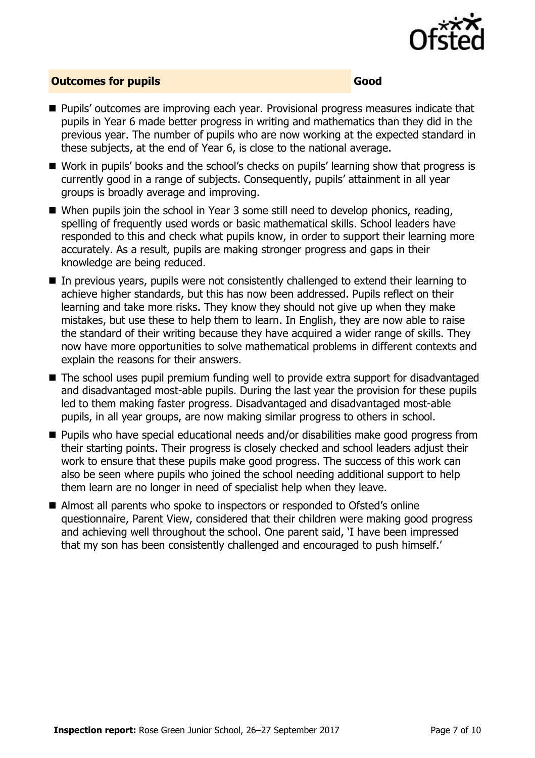## Outcomes for pupils — Good

- Pupils' outcomes are improving each year. Provisional progress measures indicate that pupils in Year 6 made better progress in writing and mathematics than they did in the previous year. The number of pupils who are now working at the expected standard in these subjects, at the end of Year 6, is close to the national average.
- Work in pupils' books and the school's checks on pupils' learning show that progress is currently good in a range of subjects. Consequently, pupils' attainment in all year groups is broadly average and improving.
- When pupils join the school in Year 3 some still need to develop phonics, reading, spelling of frequently used words or basic mathematical skills. School leaders have responded to this and check what pupils know, in order to support their learning more accurately. As a result, pupils are making stronger progress and gaps in their knowledge are being reduced.
- In previous years, pupils were not consistently challenged to extend their learning to achieve higher standards, but this has now been addressed. Pupils reflect on their learning and take more risks. They know they should not give up when they make mistakes, but use these to help them to learn. In English, they are now able to raise the standard of their writing because they have acquired a wider range of skills. They now have more opportunities to solve mathematical problems in different contexts and explain the reasons for their answers.
- The school uses pupil premium funding well to provide extra support for disadvantaged and disadvantaged most-able pupils. During the last year the provision for these pupils led to them making faster progress. Disadvantaged and disadvantaged most-able pupils, in all year groups, are now making similar progress to others in school.
- Pupils who have special educational needs and/or disabilities make good progress from their starting points. Their progress is closely checked and school leaders adjust their work to ensure that these pupils make good progress. The success of this work can also be seen where pupils who joined the school needing additional support to help them learn are no longer in need of specialist help when they leave.
- Almost all parents who spoke to inspectors or responded to Ofsted's online questionnaire, Parent View, considered that their children were making good progress and achieving well throughout the school. One parent said, 'I have been impressed that my son has been consistently challenged and encouraged to push himself.'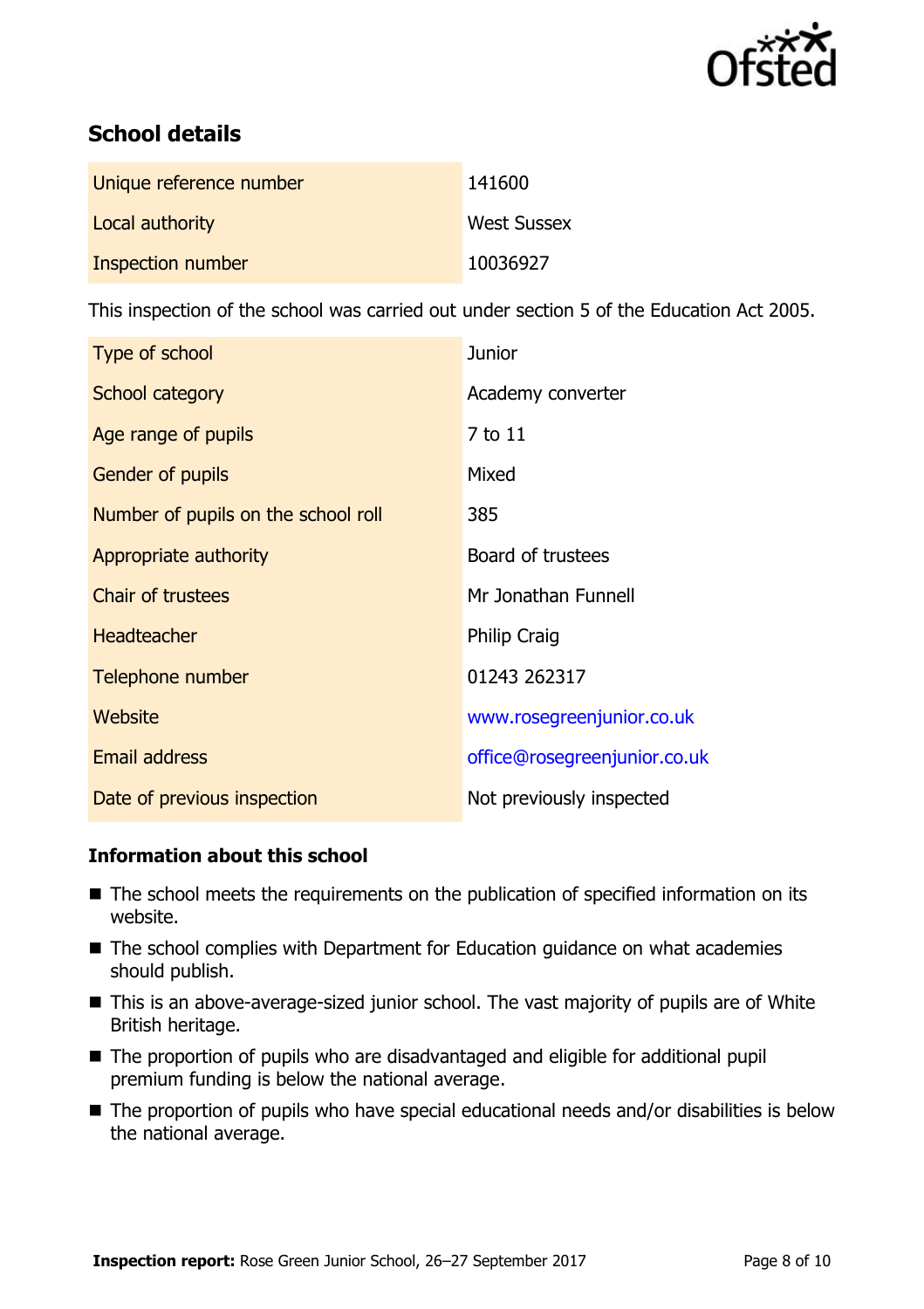## School details

| | |
|---|---|
| Unique reference number | 141600 |
| Local authority | West Sussex |
| Inspection number | 10036927 |

This inspection of the school was carried out under section 5 of the Education Act 2005.

| | |
|---|---|
| Type of school | Junior |
| School category | Academy converter |
| Age range of pupils | 7 to 11 |
| Gender of pupils | Mixed |
| Number of pupils on the school roll | 385 |
| Appropriate authority | Board of trustees |
| Chair of trustees | Mr Jonathan Funnell |
| Headteacher | Philip Craig |
| Telephone number | 01243 262317 |
| Website | www.rosegreenjunior.co.uk |
| Email address | office@rosegreenjunior.co.uk |
| Date of previous inspection | Not previously inspected |

### Information about this school

- The school meets the requirements on the publication of specified information on its website.
- The school complies with Department for Education guidance on what academies should publish.
- This is an above-average-sized junior school. The vast majority of pupils are of White British heritage.
- The proportion of pupils who are disadvantaged and eligible for additional pupil premium funding is below the national average.
- The proportion of pupils who have special educational needs and/or disabilities is below the national average.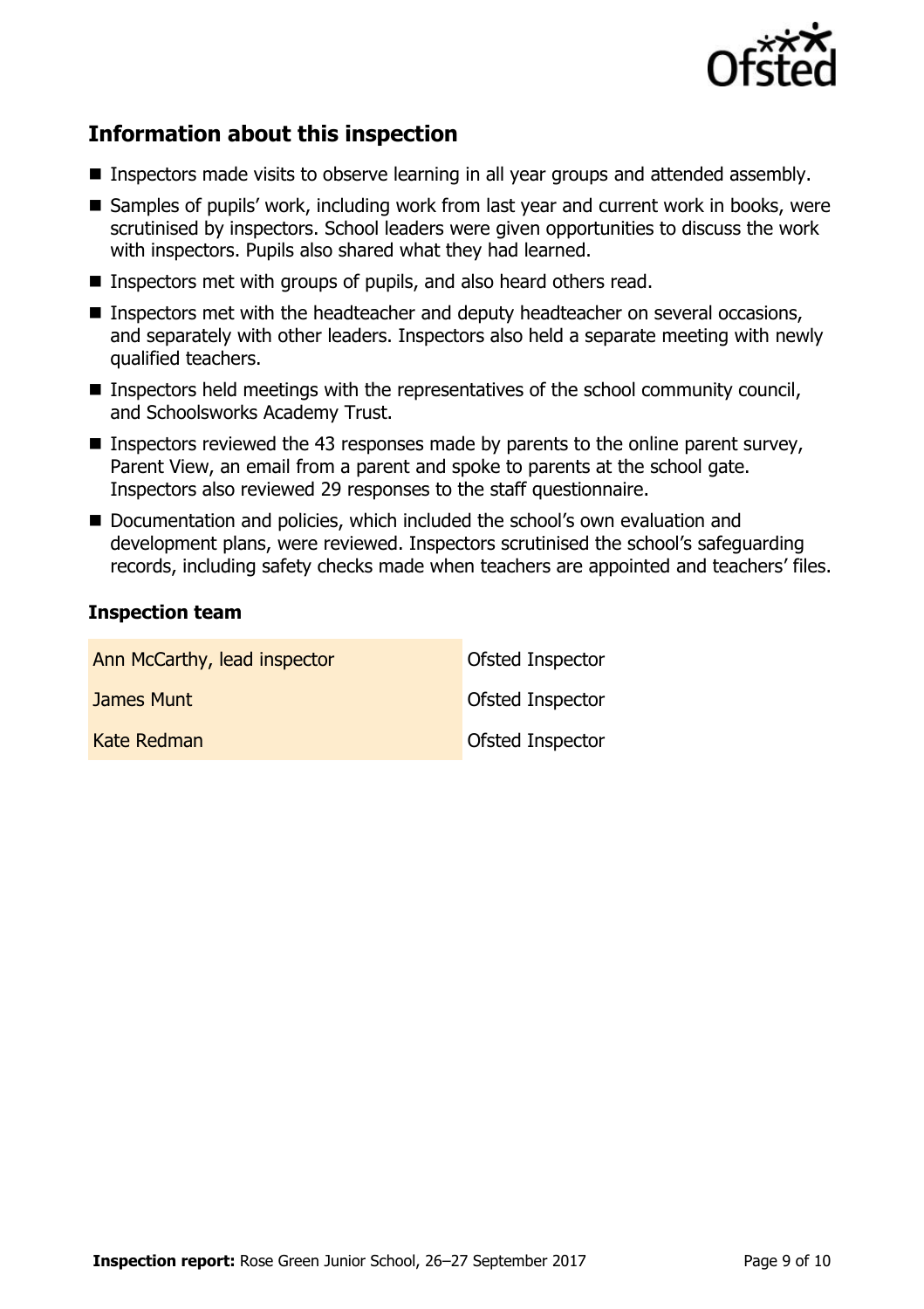## Information about this inspection

- Inspectors made visits to observe learning in all year groups and attended assembly.
- Samples of pupils' work, including work from last year and current work in books, were scrutinised by inspectors. School leaders were given opportunities to discuss the work with inspectors. Pupils also shared what they had learned.
- Inspectors met with groups of pupils, and also heard others read.
- Inspectors met with the headteacher and deputy headteacher on several occasions, and separately with other leaders. Inspectors also held a separate meeting with newly qualified teachers.
- Inspectors held meetings with the representatives of the school community council, and Schoolsworks Academy Trust.
- Inspectors reviewed the 43 responses made by parents to the online parent survey, Parent View, an email from a parent and spoke to parents at the school gate. Inspectors also reviewed 29 responses to the staff questionnaire.
- Documentation and policies, which included the school's own evaluation and development plans, were reviewed. Inspectors scrutinised the school's safeguarding records, including safety checks made when teachers are appointed and teachers' files.

### Inspection team

| | |
|---|---|
| Ann McCarthy, lead inspector | Ofsted Inspector |
| James Munt | Ofsted Inspector |
| Kate Redman | Ofsted Inspector |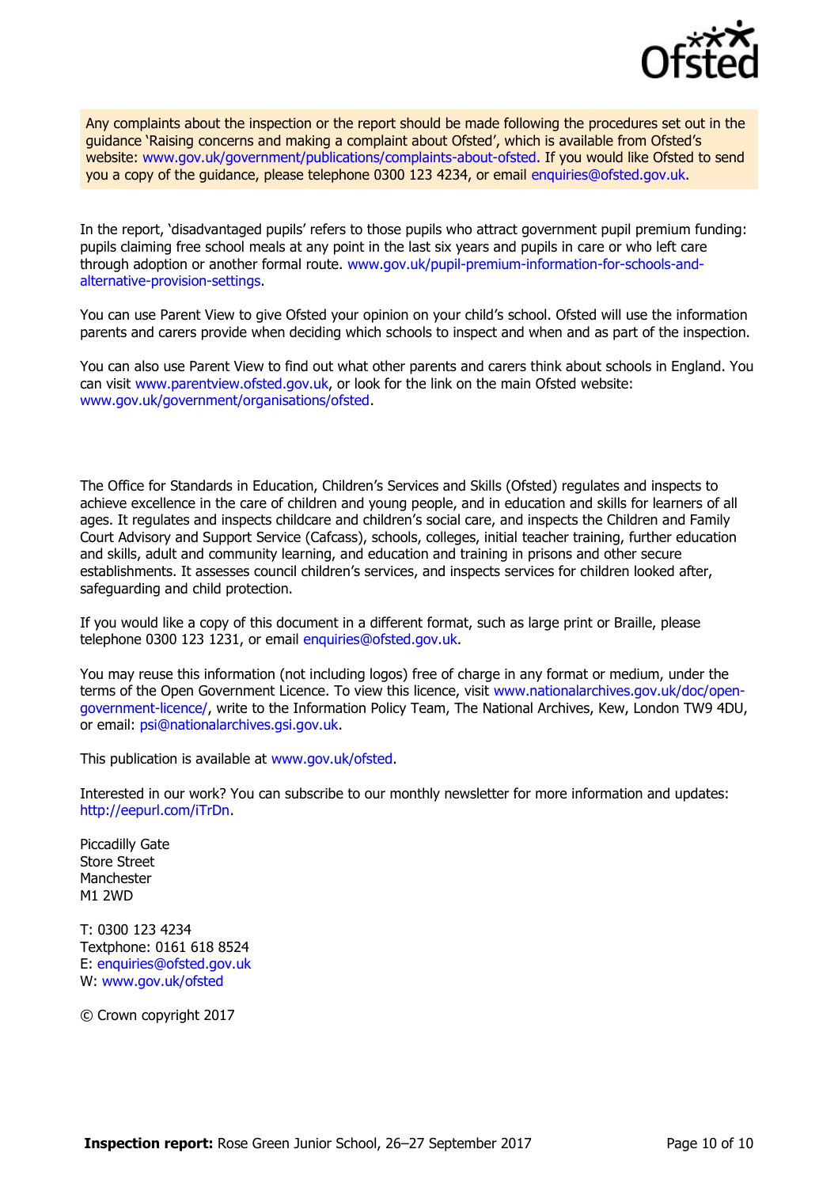Any complaints about the inspection or the report should be made following the procedures set out in the guidance 'Raising concerns and making a complaint about Ofsted', which is available from Ofsted's website: www.gov.uk/government/publications/complaints-about-ofsted. If you would like Ofsted to send you a copy of the guidance, please telephone 0300 123 4234, or email enquiries@ofsted.gov.uk.

In the report, 'disadvantaged pupils' refers to those pupils who attract government pupil premium funding: pupils claiming free school meals at any point in the last six years and pupils in care or who left care through adoption or another formal route. www.gov.uk/pupil-premium-information-for-schools-and-alternative-provision-settings.

You can use Parent View to give Ofsted your opinion on your child's school. Ofsted will use the information parents and carers provide when deciding which schools to inspect and when and as part of the inspection.

You can also use Parent View to find out what other parents and carers think about schools in England. You can visit www.parentview.ofsted.gov.uk, or look for the link on the main Ofsted website: www.gov.uk/government/organisations/ofsted.

The Office for Standards in Education, Children's Services and Skills (Ofsted) regulates and inspects to achieve excellence in the care of children and young people, and in education and skills for learners of all ages. It regulates and inspects childcare and children's social care, and inspects the Children and Family Court Advisory and Support Service (Cafcass), schools, colleges, initial teacher training, further education and skills, adult and community learning, and education and training in prisons and other secure establishments. It assesses council children's services, and inspects services for children looked after, safeguarding and child protection.

If you would like a copy of this document in a different format, such as large print or Braille, please telephone 0300 123 1231, or email enquiries@ofsted.gov.uk.

You may reuse this information (not including logos) free of charge in any format or medium, under the terms of the Open Government Licence. To view this licence, visit www.nationalarchives.gov.uk/doc/open-government-licence/, write to the Information Policy Team, The National Archives, Kew, London TW9 4DU, or email: psi@nationalarchives.gsi.gov.uk.

This publication is available at www.gov.uk/ofsted.

Interested in our work? You can subscribe to our monthly newsletter for more information and updates: http://eepurl.com/iTrDn.

Piccadilly Gate  
Store Street  
Manchester  
M1 2WD

T: 0300 123 4234  
Textphone: 0161 618 8524  
E: enquiries@ofsted.gov.uk  
W: www.gov.uk/ofsted

© Crown copyright 2017